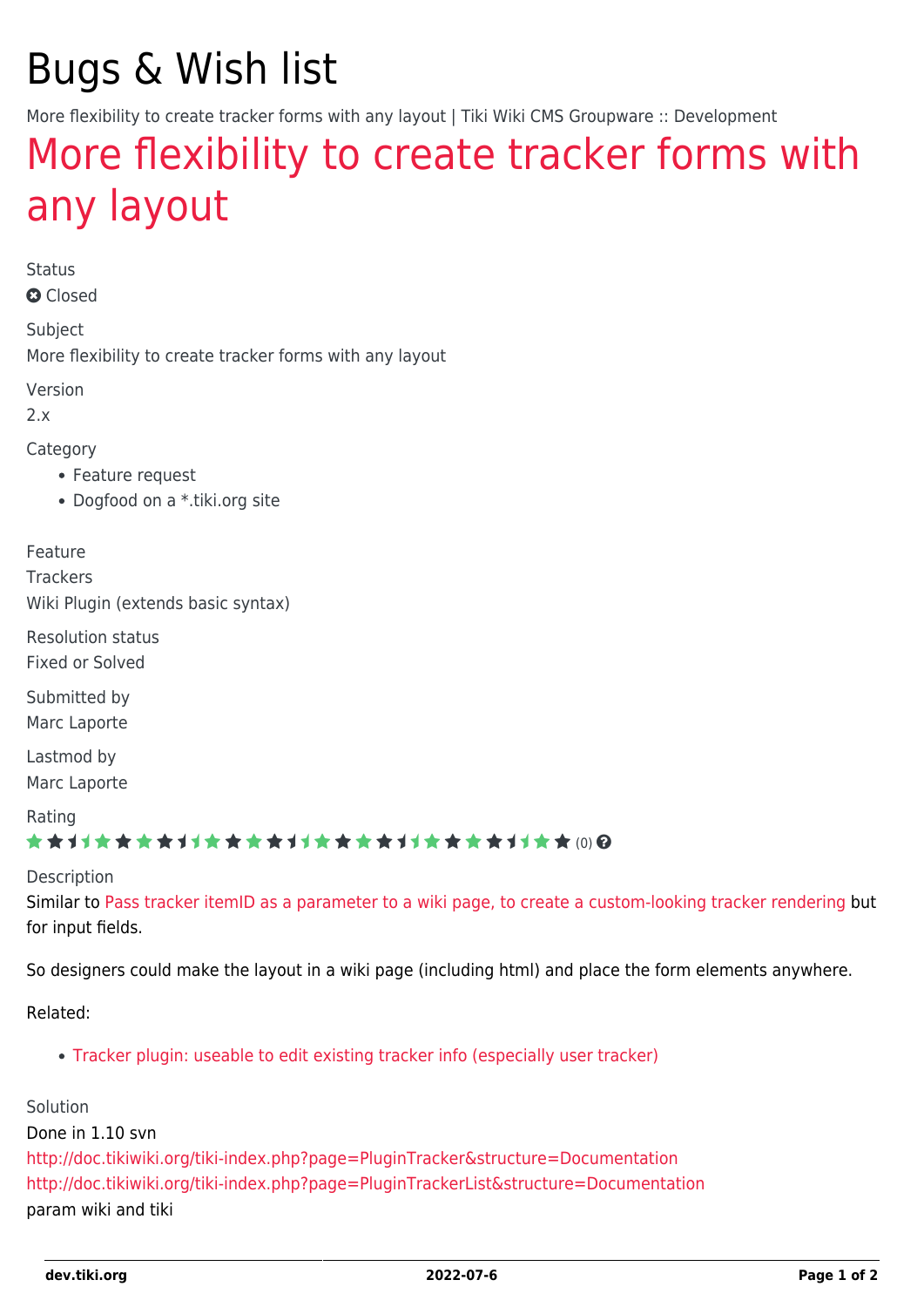# Bugs & Wish list

More flexibility to create tracker forms with any layout | Tiki Wiki CMS Groupware :: Development

## More flexibility to create tracker forms with any layout

Status

Closed

Subject

More flexibility to create tracker forms with any layout

Version

2.x

Category

- Feature request
- Dogfood on a *.tiki.org site

Feature

Trackers

Wiki Plugin (extends basic syntax)

Resolution status

Fixed or Solved

Submitted by

Marc Laporte

Lastmod by

Marc Laporte

Rating

(0)

Description

Similar to Pass tracker itemID as a parameter to a wiki page, to create a custom-looking tracker rendering but for input fields.

So designers could make the layout in a wiki page (including html) and place the form elements anywhere.

Related:

- Tracker plugin: useable to edit existing tracker info (especially user tracker)

Solution

Done in 1.10 svn

http://doc.tikiwiki.org/tiki-index.php?page=PluginTracker&structure=Documentation

http://doc.tikiwiki.org/tiki-index.php?page=PluginTrackerList&structure=Documentation

param wiki and tiki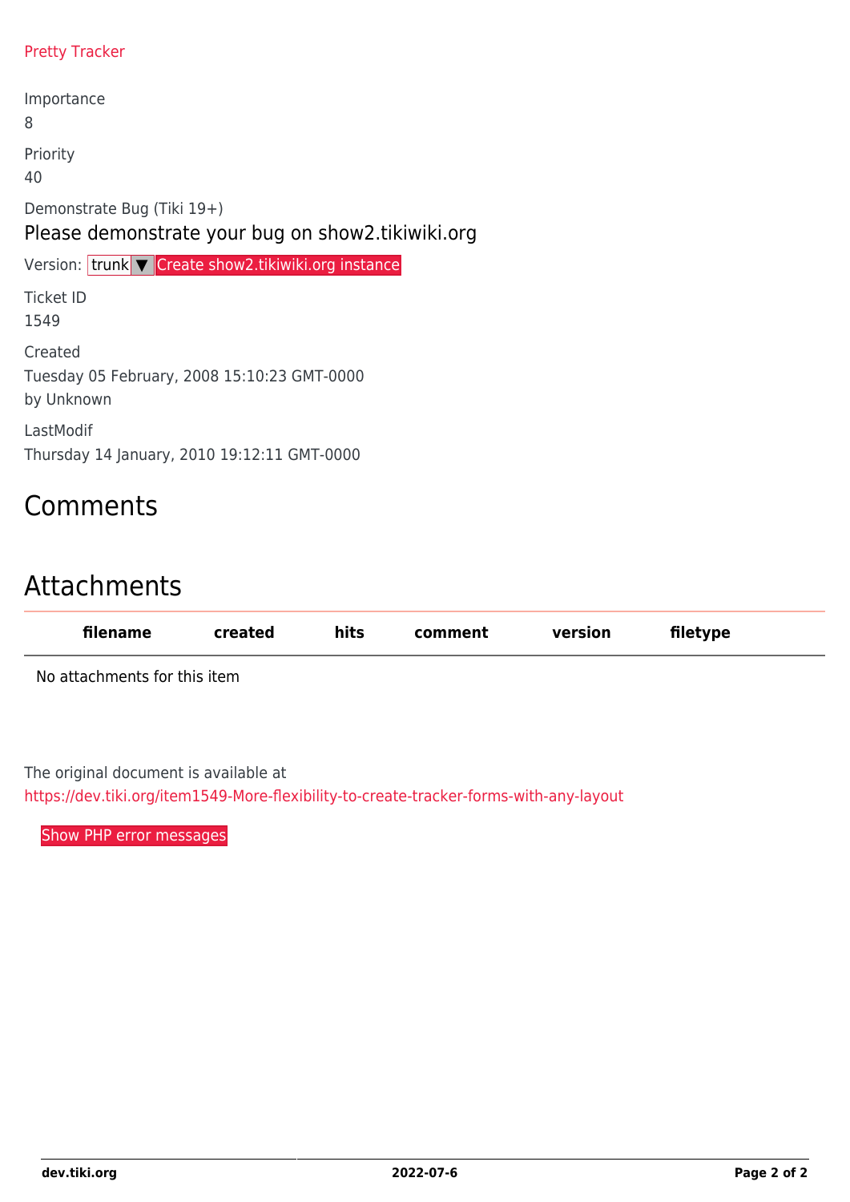Pretty Tracker

Importance
8

Priority
40

Demonstrate Bug (Tiki 19+)

Please demonstrate your bug on show2.tikiwiki.org

Version: trunk ▼ Create show2.tikiwiki.org instance

Ticket ID
1549

Created
Tuesday 05 February, 2008 15:10:23 GMT-0000
by Unknown

LastModif
Thursday 14 January, 2010 19:12:11 GMT-0000

# Comments

# Attachments

| filename | created | hits | comment | version | filetype |
|---|---|---|---|---|---|
| No attachments for this item | | | | | |

The original document is available at
https://dev.tiki.org/item1549-More-flexibility-to-create-tracker-forms-with-any-layout

Show PHP error messages